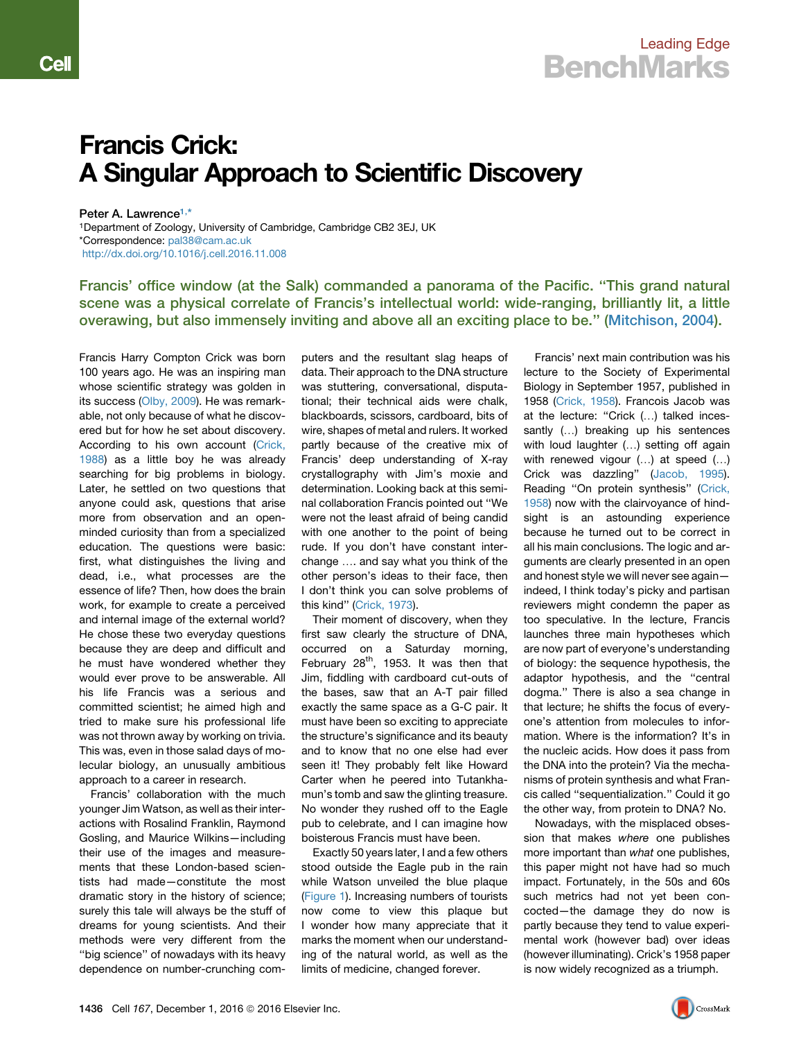# Francis Crick: A Singular Approach to Scientific Discovery

**Peter A. Lawrence**[1,*]

[1]Department of Zoology, University of Cambridge, Cambridge CB2 3EJ, UK

*Correspondence: pal38@cam.ac.uk

http://dx.doi.org/10.1016/j.cell.2016.11.008

Francis' office window (at the Salk) commanded a panorama of the Pacific. "This grand natural scene was a physical correlate of Francis's intellectual world: wide-ranging, brilliantly lit, a little overawing, but also immensely inviting and above all an exciting place to be." (Mitchison, 2004).

Francis Harry Compton Crick was born 100 years ago. He was an inspiring man whose scientific strategy was golden in its success (Olby, 2009). He was remarkable, not only because of what he discovered but for how he set about discovery. According to his own account (Crick, 1988) as a little boy he was already searching for big problems in biology. Later, he settled on two questions that anyone could ask, questions that arise more from observation and an open-minded curiosity than from a specialized education. The questions were basic: first, what distinguishes the living and dead, i.e., what processes are the essence of life? Then, how does the brain work, for example to create a perceived and internal image of the external world? He chose these two everyday questions because they are deep and difficult and he must have wondered whether they would ever prove to be answerable. All his life Francis was a serious and committed scientist; he aimed high and tried to make sure his professional life was not thrown away by working on trivia. This was, even in those salad days of molecular biology, an unusually ambitious approach to a career in research.

Francis' collaboration with the much younger Jim Watson, as well as their interactions with Rosalind Franklin, Raymond Gosling, and Maurice Wilkins—including their use of the images and measurements that these London-based scientists had made—constitute the most dramatic story in the history of science; surely this tale will always be the stuff of dreams for young scientists. And their methods were very different from the "big science" of nowadays with its heavy dependence on number-crunching computers and the resultant slag heaps of data. Their approach to the DNA structure was stuttering, conversational, disputational; their technical aids were chalk, blackboards, scissors, cardboard, bits of wire, shapes of metal and rulers. It worked partly because of the creative mix of Francis' deep understanding of X-ray crystallography with Jim's moxie and determination. Looking back at this seminal collaboration Francis pointed out "We were not the least afraid of being candid with one another to the point of being rude. If you don't have constant interchange …. and say what you think of the other person's ideas to their face, then I don't think you can solve problems of this kind" (Crick, 1973).

Their moment of discovery, when they first saw clearly the structure of DNA, occurred on a Saturday morning, February 28th, 1953. It was then that Jim, fiddling with cardboard cut-outs of the bases, saw that an A-T pair filled exactly the same space as a G-C pair. It must have been so exciting to appreciate the structure's significance and its beauty and to know that no one else had ever seen it! They probably felt like Howard Carter when he peered into Tutankhamun's tomb and saw the glinting treasure. No wonder they rushed off to the Eagle pub to celebrate, and I can imagine how boisterous Francis must have been.

Exactly 50 years later, I and a few others stood outside the Eagle pub in the rain while Watson unveiled the blue plaque (Figure 1). Increasing numbers of tourists now come to view this plaque but I wonder how many appreciate that it marks the moment when our understanding of the natural world, as well as the limits of medicine, changed forever.

Francis' next main contribution was his lecture to the Society of Experimental Biology in September 1957, published in 1958 (Crick, 1958). Francois Jacob was at the lecture: "Crick (…) talked incessantly (…) breaking up his sentences with loud laughter (…) setting off again with renewed vigour (…) at speed (…) Crick was dazzling" (Jacob, 1995). Reading "On protein synthesis" (Crick, 1958) now with the clairvoyance of hindsight is an astounding experience because he turned out to be correct in all his main conclusions. The logic and arguments are clearly presented in an open and honest style we will never see again—indeed, I think today's picky and partisan reviewers might condemn the paper as too speculative. In the lecture, Francis launches three main hypotheses which are now part of everyone's understanding of biology: the sequence hypothesis, the adaptor hypothesis, and the "central dogma." There is also a sea change in that lecture; he shifts the focus of everyone's attention from molecules to information. Where is the information? It's in the nucleic acids. How does it pass from the DNA into the protein? Via the mechanisms of protein synthesis and what Francis called "sequentialization." Could it go the other way, from protein to DNA? No.

Nowadays, with the misplaced obsession that makes *where* one publishes more important than *what* one publishes, this paper might not have had so much impact. Fortunately, in the 50s and 60s such metrics had not yet been concocted—the damage they do now is partly because they tend to value experimental work (however bad) over ideas (however illuminating). Crick's 1958 paper is now widely recognized as a triumph.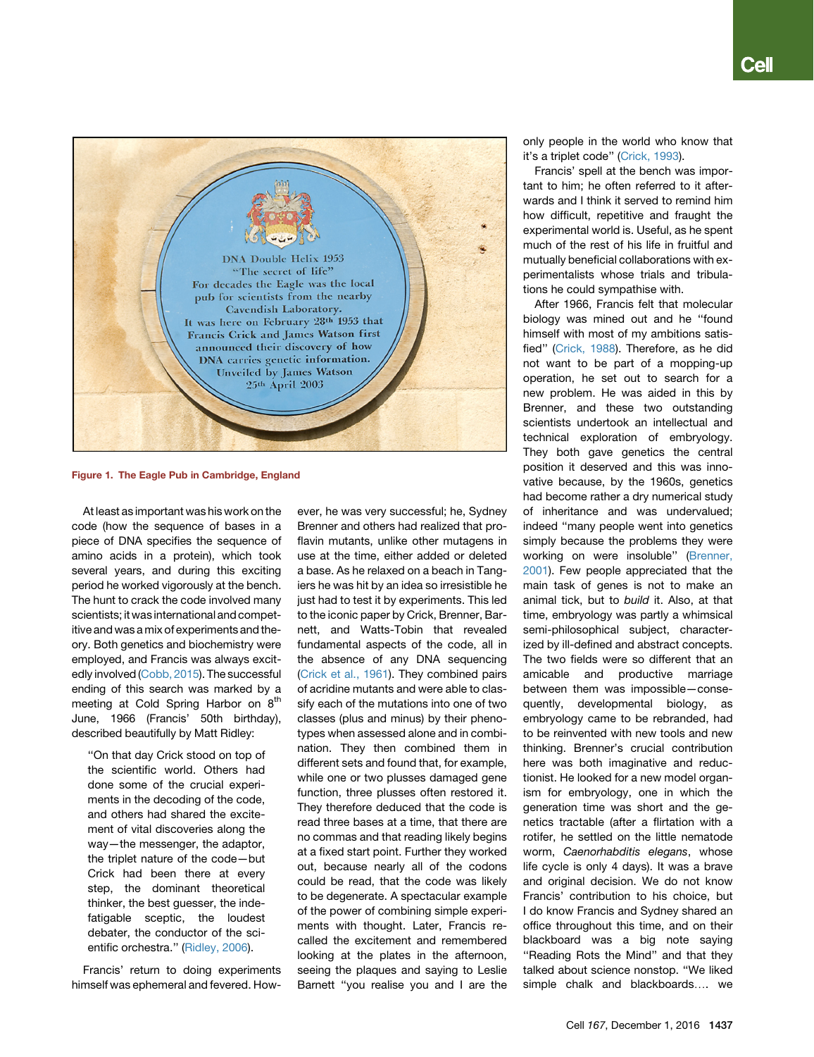Figure 1. The Eagle Pub in Cambridge, England

At least as important was his work on the code (how the sequence of bases in a piece of DNA specifies the sequence of amino acids in a protein), which took several years, and during this exciting period he worked vigorously at the bench. The hunt to crack the code involved many scientists; it was international and competitive and was a mix of experiments and theory. Both genetics and biochemistry were employed, and Francis was always excitedly involved (Cobb, 2015). The successful ending of this search was marked by a meeting at Cold Spring Harbor on 8th June, 1966 (Francis' 50th birthday), described beautifully by Matt Ridley:

> "On that day Crick stood on top of the scientific world. Others had done some of the crucial experiments in the decoding of the code, and others had shared the excitement of vital discoveries along the way—the messenger, the adaptor, the triplet nature of the code—but Crick had been there at every step, the dominant theoretical thinker, the best guesser, the indefatigable sceptic, the loudest debater, the conductor of the scientific orchestra." (Ridley, 2006).

Francis' return to doing experiments himself was ephemeral and fevered. However, he was very successful; he, Sydney Brenner and others had realized that proflavin mutants, unlike other mutagens in use at the time, either added or deleted a base. As he relaxed on a beach in Tangiers he was hit by an idea so irresistible he just had to test it by experiments. This led to the iconic paper by Crick, Brenner, Barnett, and Watts-Tobin that revealed fundamental aspects of the code, all in the absence of any DNA sequencing (Crick et al., 1961). They combined pairs of acridine mutants and were able to classify each of the mutations into one of two classes (plus and minus) by their phenotypes when assessed alone and in combination. They then combined them in different sets and found that, for example, while one or two plusses damaged gene function, three plusses often restored it. They therefore deduced that the code is read three bases at a time, that there are no commas and that reading likely begins at a fixed start point. Further they worked out, because nearly all of the codons could be read, that the code was likely to be degenerate. A spectacular example of the power of combining simple experiments with thought. Later, Francis recalled the excitement and remembered looking at the plates in the afternoon, seeing the plaques and saying to Leslie Barnett "you realise you and I are the only people in the world who know that it's a triplet code" (Crick, 1993).

Francis' spell at the bench was important to him; he often referred to it afterwards and I think it served to remind him how difficult, repetitive and fraught the experimental world is. Useful, as he spent much of the rest of his life in fruitful and mutually beneficial collaborations with experimentalists whose trials and tribulations he could sympathise with.

After 1966, Francis felt that molecular biology was mined out and he "found himself with most of my ambitions satisfied" (Crick, 1988). Therefore, as he did not want to be part of a mopping-up operation, he set out to search for a new problem. He was aided in this by Brenner, and these two outstanding scientists undertook an intellectual and technical exploration of embryology. They both gave genetics the central position it deserved and this was innovative because, by the 1960s, genetics had become rather a dry numerical study of inheritance and was undervalued; indeed "many people went into genetics simply because the problems they were working on were insoluble" (Brenner, 2001). Few people appreciated that the main task of genes is not to make an animal tick, but to *build* it. Also, at that time, embryology was partly a whimsical semi-philosophical subject, characterized by ill-defined and abstract concepts. The two fields were so different that an amicable and productive marriage between them was impossible—consequently, developmental biology, as embryology came to be rebranded, had to be reinvented with new tools and new thinking. Brenner's crucial contribution here was both imaginative and reductionist. He looked for a new model organism for embryology, one in which the generation time was short and the genetics tractable (after a flirtation with a rotifer, he settled on the little nematode worm, *Caenorhabditis elegans*, whose life cycle is only 4 days). It was a brave and original decision. We do not know Francis' contribution to his choice, but I do know Francis and Sydney shared an office throughout this time, and on their blackboard was a big note saying "Reading Rots the Mind" and that they talked about science nonstop. "We liked simple chalk and blackboards.... we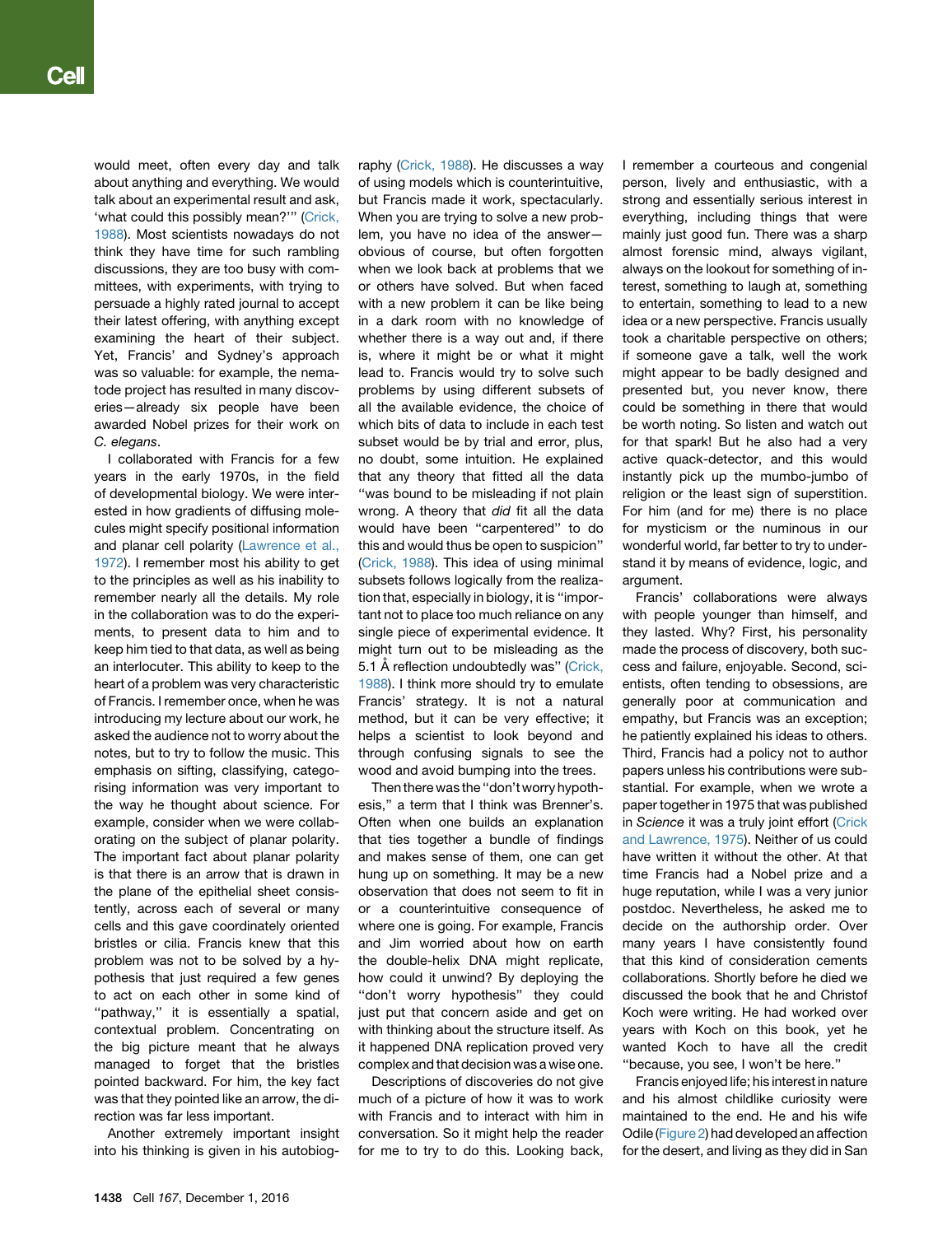would meet, often every day and talk about anything and everything. We would talk about an experimental result and ask, 'what could this possibly mean?'" (Crick, 1988). Most scientists nowadays do not think they have time for such rambling discussions, they are too busy with committees, with experiments, with trying to persuade a highly rated journal to accept their latest offering, with anything except examining the heart of their subject. Yet, Francis' and Sydney's approach was so valuable: for example, the nematode project has resulted in many discoveries—already six people have been awarded Nobel prizes for their work on *C. elegans*.

I collaborated with Francis for a few years in the early 1970s, in the field of developmental biology. We were interested in how gradients of diffusing molecules might specify positional information and planar cell polarity (Lawrence et al., 1972). I remember most his ability to get to the principles as well as his inability to remember nearly all the details. My role in the collaboration was to do the experiments, to present data to him and to keep him tied to that data, as well as being an interlocuter. This ability to keep to the heart of a problem was very characteristic of Francis. I remember once, when he was introducing my lecture about our work, he asked the audience not to worry about the notes, but to try to follow the music. This emphasis on sifting, classifying, categorising information was very important to the way he thought about science. For example, consider when we were collaborating on the subject of planar polarity. The important fact about planar polarity is that there is an arrow that is drawn in the plane of the epithelial sheet consistently, across each of several or many cells and this gave coordinately oriented bristles or cilia. Francis knew that this problem was not to be solved by a hypothesis that just required a few genes to act on each other in some kind of "pathway," it is essentially a spatial, contextual problem. Concentrating on the big picture meant that he always managed to forget that the bristles pointed backward. For him, the key fact was that they pointed like an arrow, the direction was far less important.

Another extremely important insight into his thinking is given in his autobiography (Crick, 1988). He discusses a way of using models which is counterintuitive, but Francis made it work, spectacularly. When you are trying to solve a new problem, you have no idea of the answer—obvious of course, but often forgotten when we look back at problems that we or others have solved. But when faced with a new problem it can be like being in a dark room with no knowledge of whether there is a way out and, if there is, where it might be or what it might lead to. Francis would try to solve such problems by using different subsets of all the available evidence, the choice of which bits of data to include in each test subset would be by trial and error, plus, no doubt, some intuition. He explained that any theory that fitted all the data "was bound to be misleading if not plain wrong. A theory that *did* fit all the data would have been "carpentered" to do this and would thus be open to suspicion" (Crick, 1988). This idea of using minimal subsets follows logically from the realization that, especially in biology, it is "important not to place too much reliance on any single piece of experimental evidence. It might turn out to be misleading as the 5.1 Å reflection undoubtedly was" (Crick, 1988). I think more should try to emulate Francis' strategy. It is not a natural method, but it can be very effective; it helps a scientist to look beyond and through confusing signals to see the wood and avoid bumping into the trees.

Then there was the "don't worry hypothesis," a term that I think was Brenner's. Often when one builds an explanation that ties together a bundle of findings and makes sense of them, one can get hung up on something. It may be a new observation that does not seem to fit in or a counterintuitive consequence of where one is going. For example, Francis and Jim worried about how on earth the double-helix DNA might replicate, how could it unwind? By deploying the "don't worry hypothesis" they could just put that concern aside and get on with thinking about the structure itself. As it happened DNA replication proved very complex and that decision was a wise one.

Descriptions of discoveries do not give much of a picture of how it was to work with Francis and to interact with him in conversation. So it might help the reader for me to try to do this. Looking back, I remember a courteous and congenial person, lively and enthusiastic, with a strong and essentially serious interest in everything, including things that were mainly just good fun. There was a sharp almost forensic mind, always vigilant, always on the lookout for something of interest, something to laugh at, something to entertain, something to lead to a new idea or a new perspective. Francis usually took a charitable perspective on others; if someone gave a talk, well the work might appear to be badly designed and presented but, you never know, there could be something in there that would be worth noting. So listen and watch out for that spark! But he also had a very active quack-detector, and this would instantly pick up the mumbo-jumbo of religion or the least sign of superstition. For him (and for me) there is no place for mysticism or the numinous in our wonderful world, far better to try to understand it by means of evidence, logic, and argument.

Francis' collaborations were always with people younger than himself, and they lasted. Why? First, his personality made the process of discovery, both success and failure, enjoyable. Second, scientists, often tending to obsessions, are generally poor at communication and empathy, but Francis was an exception; he patiently explained his ideas to others. Third, Francis had a policy not to author papers unless his contributions were substantial. For example, when we wrote a paper together in 1975 that was published in *Science* it was a truly joint effort (Crick and Lawrence, 1975). Neither of us could have written it without the other. At that time Francis had a Nobel prize and a huge reputation, while I was a very junior postdoc. Nevertheless, he asked me to decide on the authorship order. Over many years I have consistently found that this kind of consideration cements collaborations. Shortly before he died we discussed the book that he and Christof Koch were writing. He had worked over years with Koch on this book, yet he wanted Koch to have all the credit "because, you see, I won't be here."

Francis enjoyed life; his interest in nature and his almost childlike curiosity were maintained to the end. He and his wife Odile (Figure 2) had developed an affection for the desert, and living as they did in San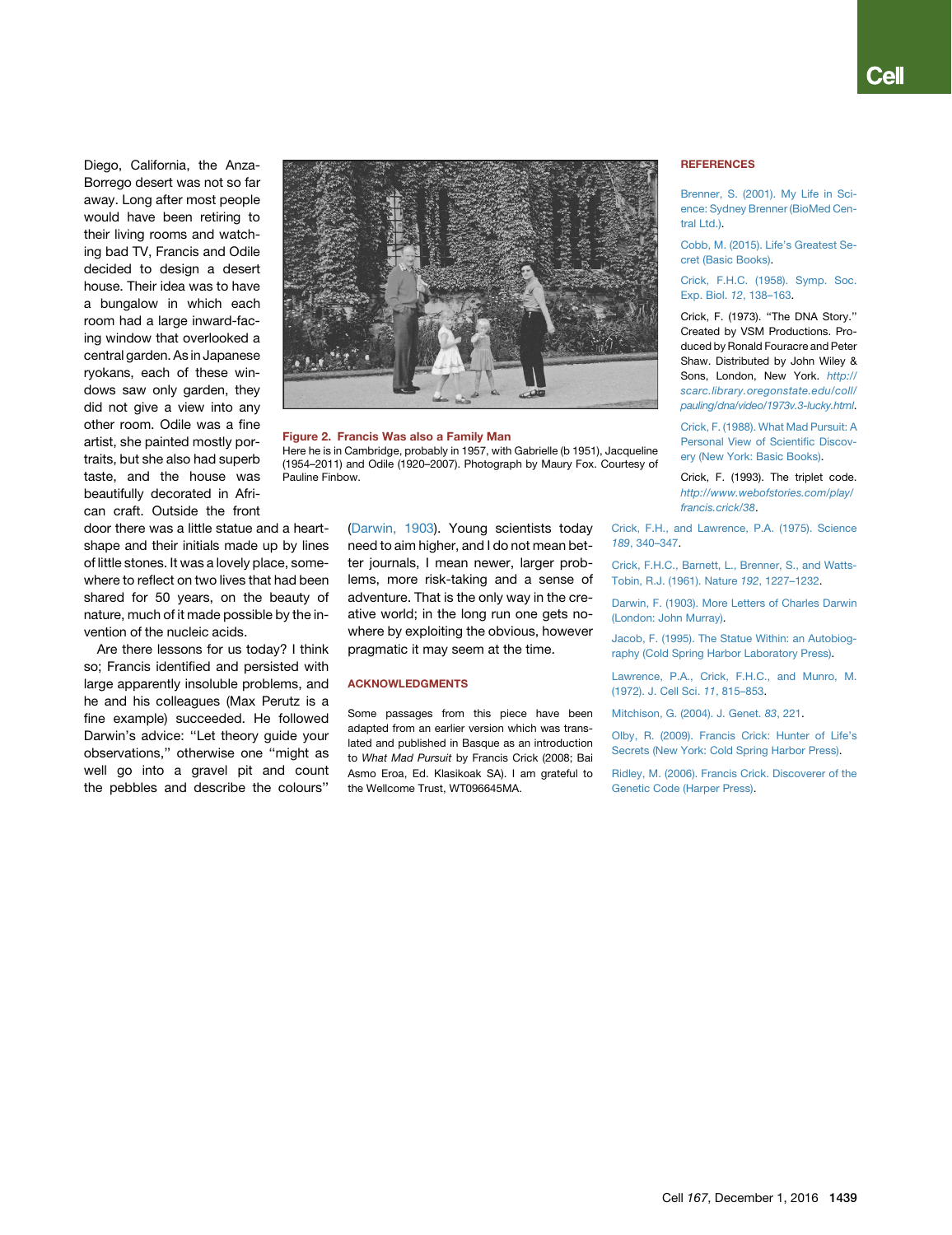Diego, California, the Anza-Borrego desert was not so far away. Long after most people would have been retiring to their living rooms and watching bad TV, Francis and Odile decided to design a desert house. Their idea was to have a bungalow in which each room had a large inward-facing window that overlooked a central garden. As in Japanese ryokans, each of these windows saw only garden, they did not give a view into any other room. Odile was a fine artist, she painted mostly portraits, but she also had superb taste, and the house was beautifully decorated in African craft. Outside the front door there was a little statue and a heart-shape and their initials made up by lines of little stones. It was a lovely place, somewhere to reflect on two lives that had been shared for 50 years, on the beauty of nature, much of it made possible by the invention of the nucleic acids.

**Figure 2. Francis Was also a Family Man**
Here he is in Cambridge, probably in 1957, with Gabrielle (b 1951), Jacqueline (1954–2011) and Odile (1920–2007). Photograph by Maury Fox. Courtesy of Pauline Finbow.

Are there lessons for us today? I think so; Francis identified and persisted with large apparently insoluble problems, and he and his colleagues (Max Perutz is a fine example) succeeded. He followed Darwin's advice: "Let theory guide your observations," otherwise one "might as well go into a gravel pit and count the pebbles and describe the colours" (Darwin, 1903). Young scientists today need to aim higher, and I do not mean better journals, I mean newer, larger problems, more risk-taking and a sense of adventure. That is the only way in the creative world; in the long run one gets nowhere by exploiting the obvious, however pragmatic it may seem at the time.

## ACKNOWLEDGMENTS

Some passages from this piece have been adapted from an earlier version which was translated and published in Basque as an introduction to *What Mad Pursuit* by Francis Crick (2008; Bai Asmo Eroa, Ed. Klasikoak SA). I am grateful to the Wellcome Trust, WT096645MA.

## REFERENCES

Brenner, S. (2001). My Life in Science: Sydney Brenner (BioMed Central Ltd.).

Cobb, M. (2015). Life's Greatest Secret (Basic Books).

Crick, F.H.C. (1958). Symp. Soc. Exp. Biol. *12*, 138–163.

Crick, F. (1973). "The DNA Story." Created by VSM Productions. Produced by Ronald Fouracre and Peter Shaw. Distributed by John Wiley & Sons, London, New York. *http://scarc.library.oregonstate.edu/coll/pauling/dna/video/1973v.3-lucky.html*.

Crick, F. (1988). What Mad Pursuit: A Personal View of Scientific Discovery (New York: Basic Books).

Crick, F. (1993). The triplet code. *http://www.webofstories.com/play/francis.crick/38*.

Crick, F.H., and Lawrence, P.A. (1975). Science *189*, 340–347.

Crick, F.H.C., Barnett, L., Brenner, S., and Watts-Tobin, R.J. (1961). Nature *192*, 1227–1232.

Darwin, F. (1903). More Letters of Charles Darwin (London: John Murray).

Jacob, F. (1995). The Statue Within: an Autobiography (Cold Spring Harbor Laboratory Press).

Lawrence, P.A., Crick, F.H.C., and Munro, M. (1972). J. Cell Sci. *11*, 815–853.

Mitchison, G. (2004). J. Genet. *83*, 221.

Olby, R. (2009). Francis Crick: Hunter of Life's Secrets (New York: Cold Spring Harbor Press).

Ridley, M. (2006). Francis Crick. Discoverer of the Genetic Code (Harper Press).